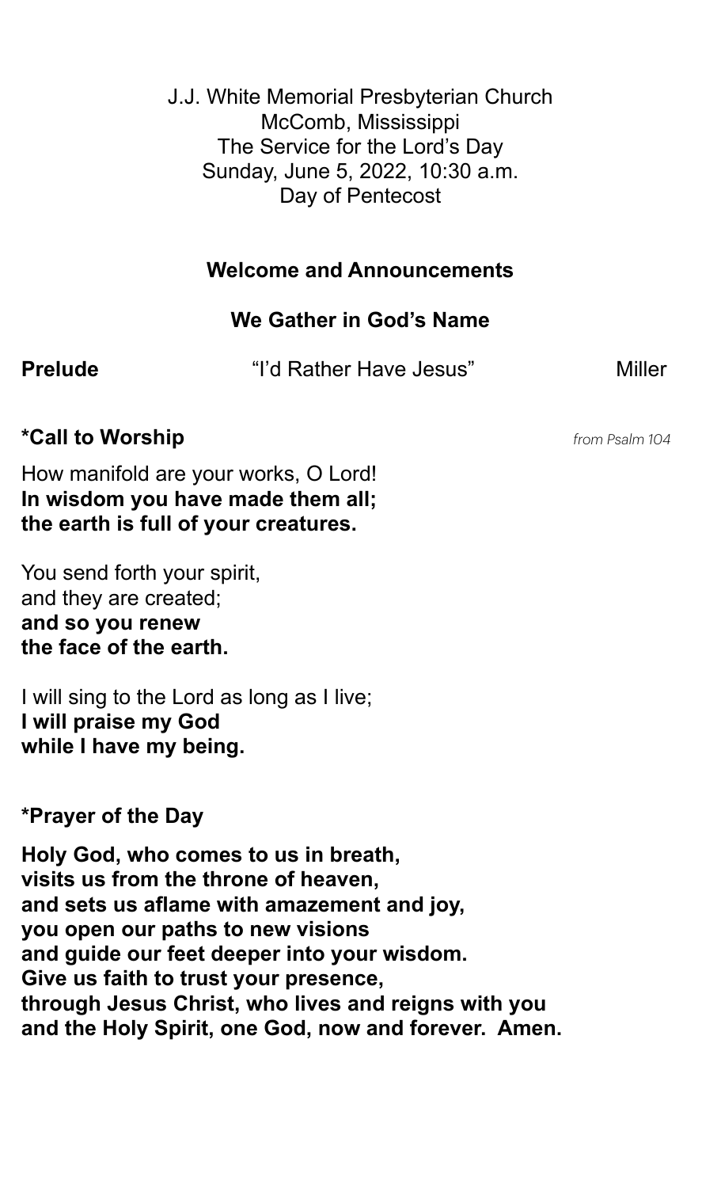J.J. White Memorial Presbyterian Church
McComb, Mississippi
The Service for the Lord's Day
Sunday, June 5, 2022, 10:30 a.m.
Day of Pentecost

## Welcome and Announcements

## We Gather in God's Name

**Prelude** "I'd Rather Have Jesus" Miller

**\*Call to Worship** *from Psalm 104*

How manifold are your works, O Lord!
**In wisdom you have made them all;**
**the earth is full of your creatures.**

You send forth your spirit,
and they are created;
**and so you renew**
**the face of the earth.**

I will sing to the Lord as long as I live;
**I will praise my God**
**while I have my being.**

**\*Prayer of the Day**

**Holy God, who comes to us in breath,**
**visits us from the throne of heaven,**
**and sets us aflame with amazement and joy,**
**you open our paths to new visions**
**and guide our feet deeper into your wisdom.**
**Give us faith to trust your presence,**
**through Jesus Christ, who lives and reigns with you**
**and the Holy Spirit, one God, now and forever. Amen.**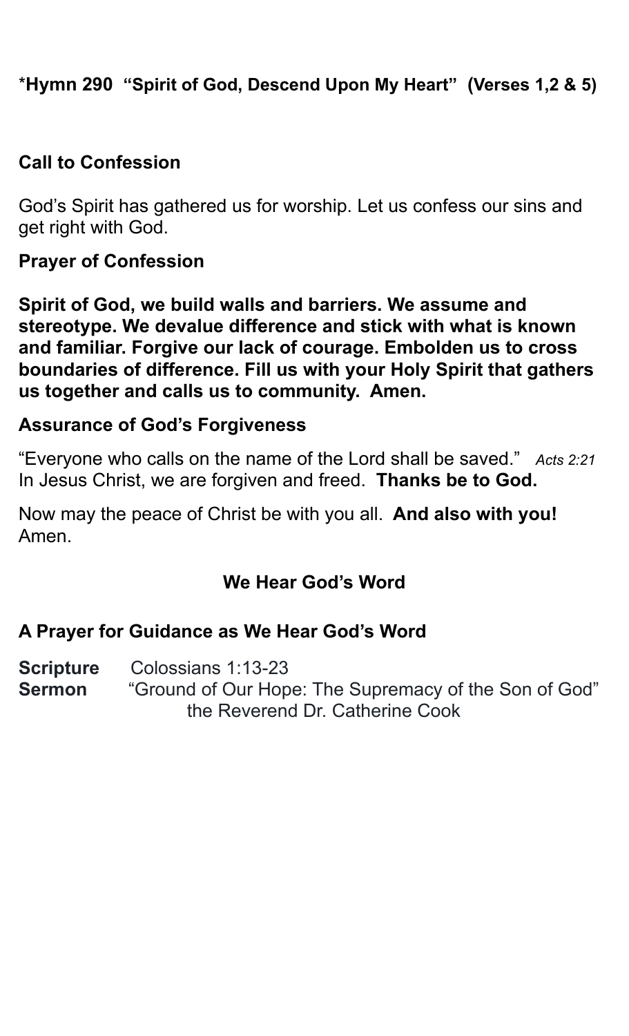**\*Hymn 290 "Spirit of God, Descend Upon My Heart" (Verses 1,2 & 5)**

**Call to Confession**

God's Spirit has gathered us for worship. Let us confess our sins and get right with God.

**Prayer of Confession**

**Spirit of God, we build walls and barriers. We assume and stereotype. We devalue difference and stick with what is known and familiar. Forgive our lack of courage. Embolden us to cross boundaries of difference. Fill us with your Holy Spirit that gathers us together and calls us to community. Amen.**

**Assurance of God's Forgiveness**

"Everyone who calls on the name of the Lord shall be saved." *Acts 2:21*
In Jesus Christ, we are forgiven and freed. **Thanks be to God.**

Now may the peace of Christ be with you all. **And also with you!** Amen.

**We Hear God's Word**

**A Prayer for Guidance as We Hear God's Word**

**Scripture** Colossians 1:13-23
**Sermon** "Ground of Our Hope: The Supremacy of the Son of God"
the Reverend Dr. Catherine Cook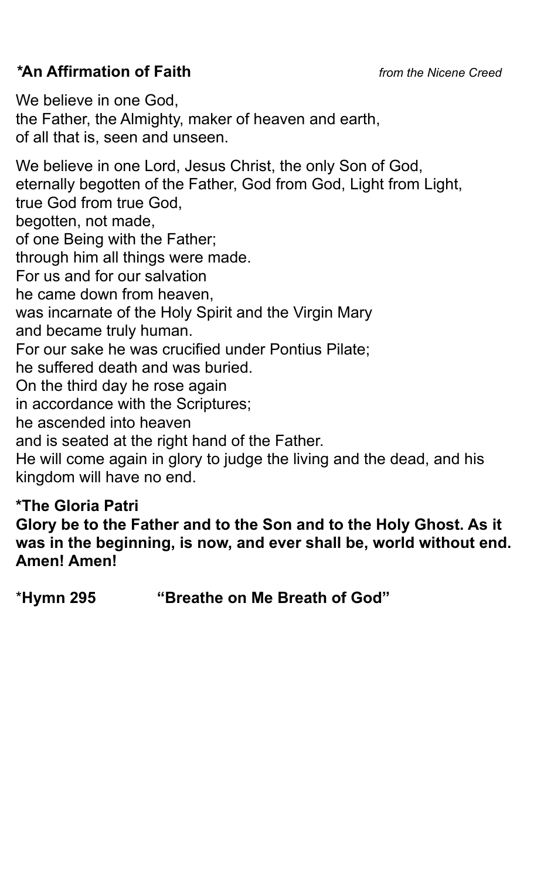**\*An Affirmation of Faith** *from the Nicene Creed*

We believe in one God,
the Father, the Almighty, maker of heaven and earth,
of all that is, seen and unseen.

We believe in one Lord, Jesus Christ, the only Son of God,
eternally begotten of the Father, God from God, Light from Light,
true God from true God,
begotten, not made,
of one Being with the Father;
through him all things were made.
For us and for our salvation
he came down from heaven,
was incarnate of the Holy Spirit and the Virgin Mary
and became truly human.
For our sake he was crucified under Pontius Pilate;
he suffered death and was buried.
On the third day he rose again
in accordance with the Scriptures;
he ascended into heaven
and is seated at the right hand of the Father.
He will come again in glory to judge the living and the dead, and his kingdom will have no end.

**\*The Gloria Patri**
**Glory be to the Father and to the Son and to the Holy Ghost. As it was in the beginning, is now, and ever shall be, world without end. Amen! Amen!**

**\*Hymn 295 "Breathe on Me Breath of God"**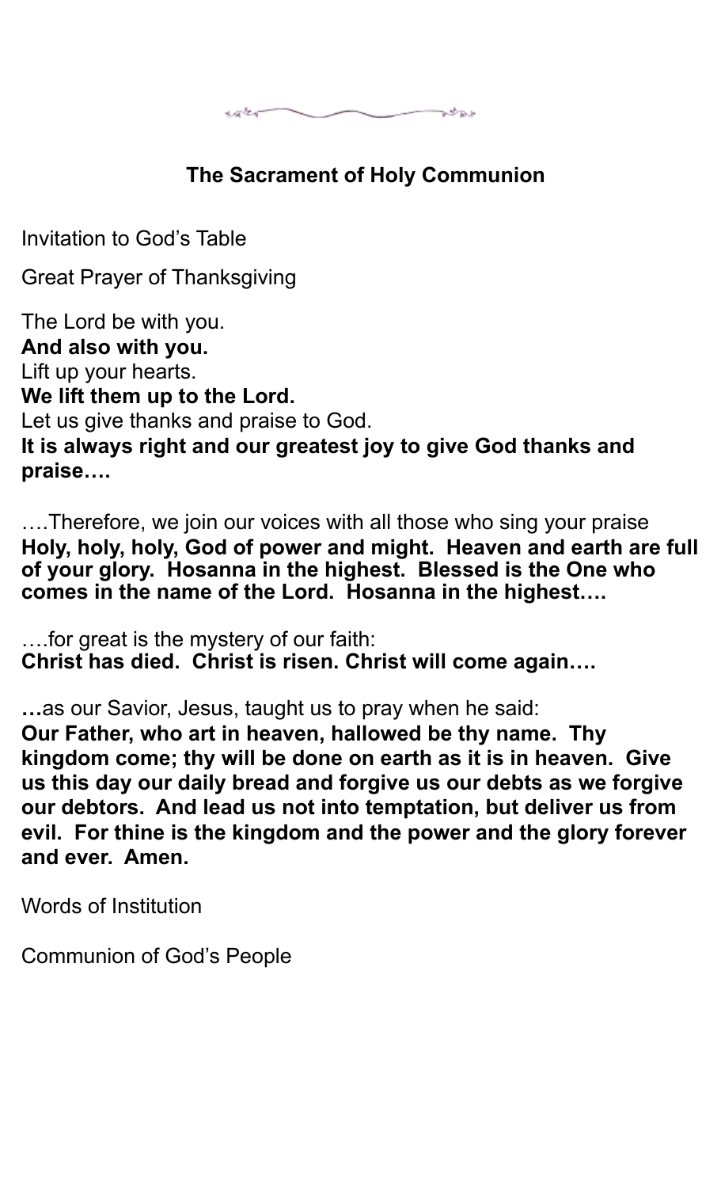## The Sacrament of Holy Communion

Invitation to God's Table

Great Prayer of Thanksgiving

The Lord be with you.
**And also with you.**
Lift up your hearts.
**We lift them up to the Lord.**
Let us give thanks and praise to God.
**It is always right and our greatest joy to give God thanks and praise….**

….Therefore, we join our voices with all those who sing your praise
**Holy, holy, holy, God of power and might. Heaven and earth are full of your glory. Hosanna in the highest. Blessed is the One who comes in the name of the Lord. Hosanna in the highest….**

….for great is the mystery of our faith:
**Christ has died. Christ is risen. Christ will come again….**

**…**as our Savior, Jesus, taught us to pray when he said:
**Our Father, who art in heaven, hallowed be thy name. Thy kingdom come; thy will be done on earth as it is in heaven. Give us this day our daily bread and forgive us our debts as we forgive our debtors. And lead us not into temptation, but deliver us from evil. For thine is the kingdom and the power and the glory forever and ever. Amen.**

Words of Institution

Communion of God's People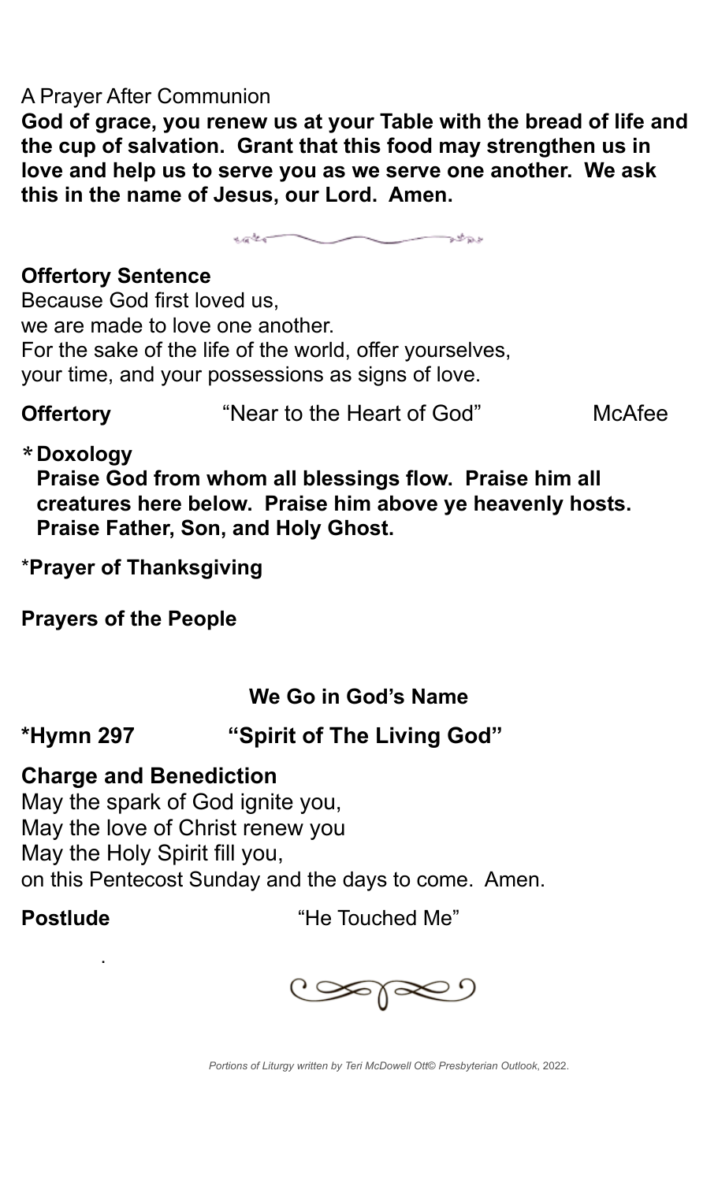A Prayer After Communion

**God of grace, you renew us at your Table with the bread of life and the cup of salvation. Grant that this food may strengthen us in love and help us to serve you as we serve one another. We ask this in the name of Jesus, our Lord. Amen.**

**Offertory Sentence**

Because God first loved us,
we are made to love one another.
For the sake of the life of the world, offer yourselves,
your time, and your possessions as signs of love.

**Offertory** "Near to the Heart of God" McAfee

**\* Doxology**

**Praise God from whom all blessings flow. Praise him all creatures here below. Praise him above ye heavenly hosts. Praise Father, Son, and Holy Ghost.**

\***Prayer of Thanksgiving**

**Prayers of the People**

## We Go in God's Name

**\*Hymn 297 "Spirit of The Living God"**

**Charge and Benediction**

May the spark of God ignite you,
May the love of Christ renew you
May the Holy Spirit fill you,
on this Pentecost Sunday and the days to come. Amen.

**Postlude** "He Touched Me"

*Portions of Liturgy written by Teri McDowell Ott© Presbyterian Outlook,* 2022.